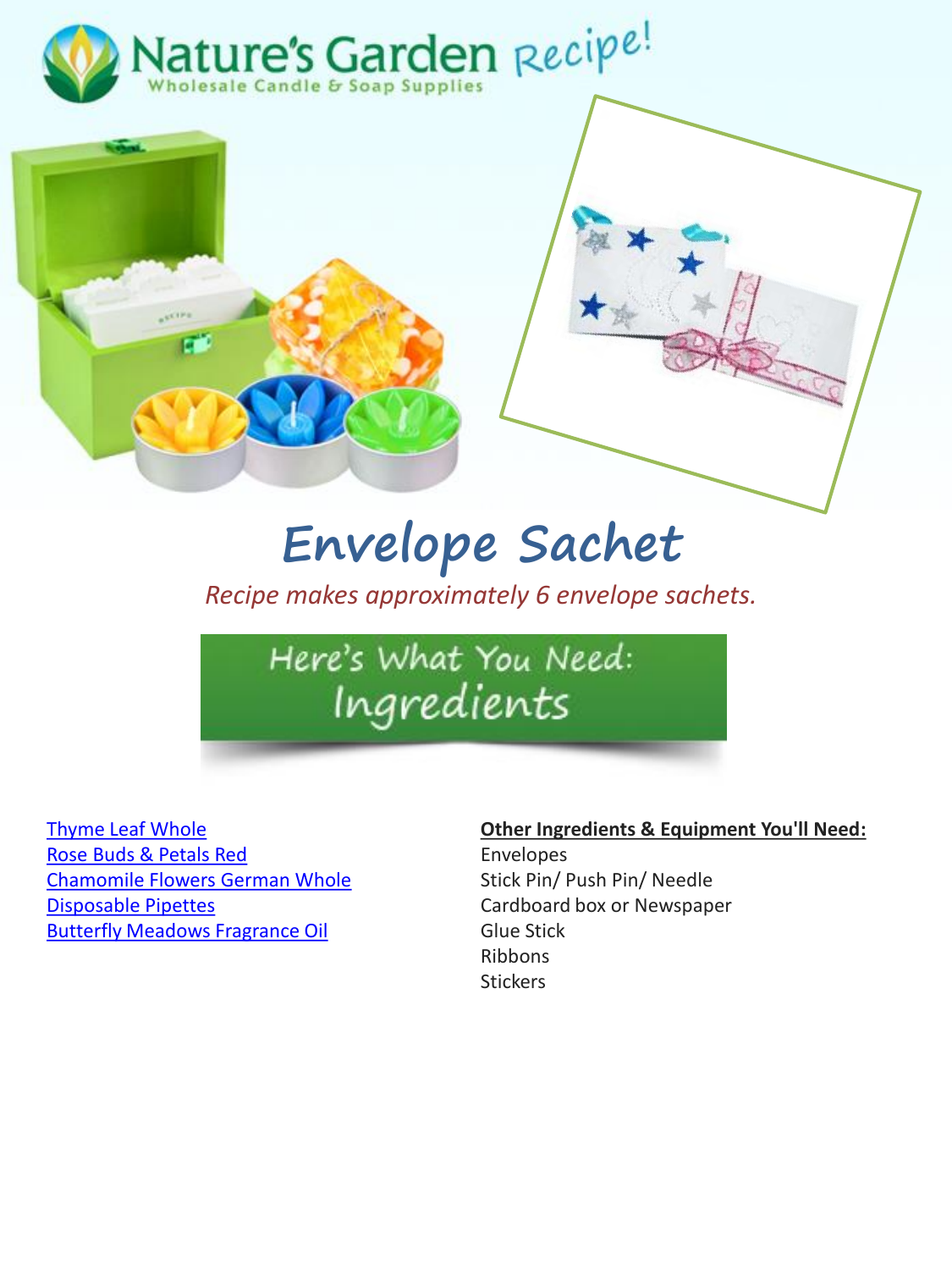Nature's Garden Recipe!

Wholesale Candle & Soap Supplies

# Envelope Sachet

*Recipe makes approximately 6 envelope sachets.*

## Here's What You Need: Ingredients

Thyme Leaf Whole
Rose Buds & Petals Red
Chamomile Flowers German Whole
Disposable Pipettes
Butterfly Meadows Fragrance Oil

**Other Ingredients & Equipment You'll Need:**

Envelopes
Stick Pin/ Push Pin/ Needle
Cardboard box or Newspaper
Glue Stick
Ribbons
Stickers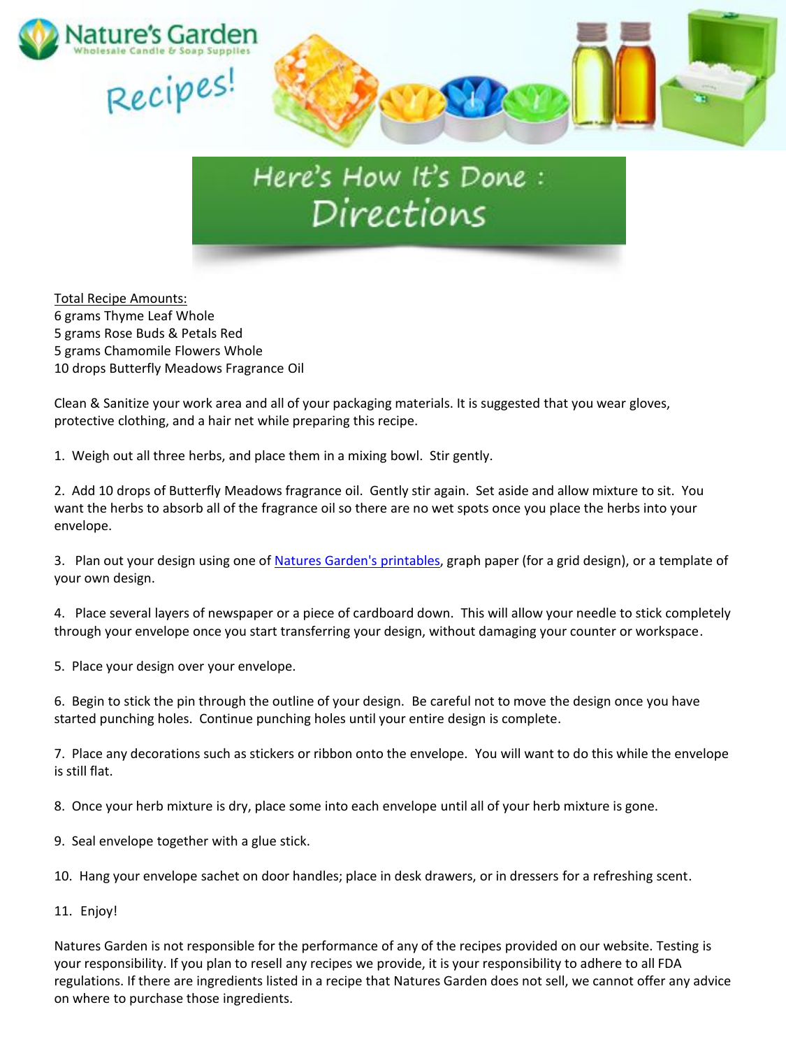Nature's Garden
Wholesale Candle & Soap Supplies

Recipes!

# Here's How It's Done : Directions

Total Recipe Amounts:
6 grams Thyme Leaf Whole
5 grams Rose Buds & Petals Red
5 grams Chamomile Flowers Whole
10 drops Butterfly Meadows Fragrance Oil

Clean & Sanitize your work area and all of your packaging materials. It is suggested that you wear gloves, protective clothing, and a hair net while preparing this recipe.

1. Weigh out all three herbs, and place them in a mixing bowl. Stir gently.

2. Add 10 drops of Butterfly Meadows fragrance oil. Gently stir again. Set aside and allow mixture to sit. You want the herbs to absorb all of the fragrance oil so there are no wet spots once you place the herbs into your envelope.

3. Plan out your design using one of Natures Garden's printables, graph paper (for a grid design), or a template of your own design.

4. Place several layers of newspaper or a piece of cardboard down. This will allow your needle to stick completely through your envelope once you start transferring your design, without damaging your counter or workspace.

5. Place your design over your envelope.

6. Begin to stick the pin through the outline of your design. Be careful not to move the design once you have started punching holes. Continue punching holes until your entire design is complete.

7. Place any decorations such as stickers or ribbon onto the envelope. You will want to do this while the envelope is still flat.

8. Once your herb mixture is dry, place some into each envelope until all of your herb mixture is gone.

9. Seal envelope together with a glue stick.

10. Hang your envelope sachet on door handles; place in desk drawers, or in dressers for a refreshing scent.

11. Enjoy!

Natures Garden is not responsible for the performance of any of the recipes provided on our website. Testing is your responsibility. If you plan to resell any recipes we provide, it is your responsibility to adhere to all FDA regulations. If there are ingredients listed in a recipe that Natures Garden does not sell, we cannot offer any advice on where to purchase those ingredients.